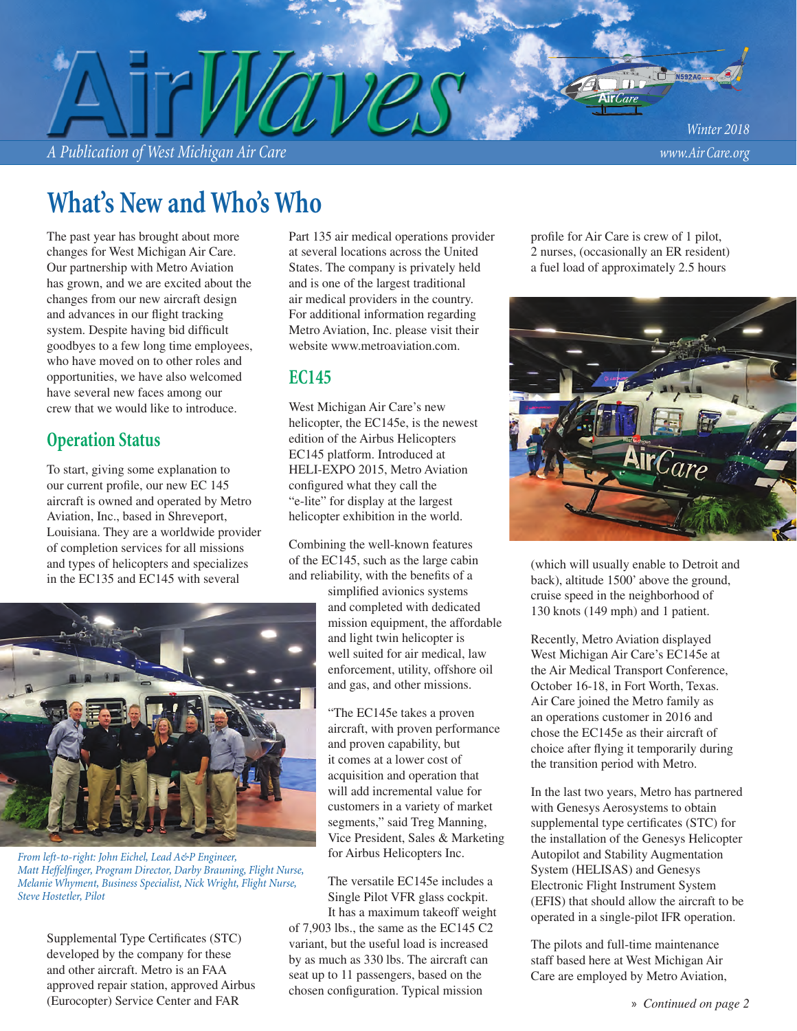# AirWaves

*A Publication of West Michigan Air Care*

*Winter 2018*

*www.AirCare.org*

## What's New and Who's Who

The past year has brought about more changes for West Michigan Air Care. Our partnership with Metro Aviation has grown, and we are excited about the changes from our new aircraft design and advances in our flight tracking system. Despite having bid difficult goodbyes to a few long time employees, who have moved on to other roles and opportunities, we have also welcomed have several new faces among our crew that we would like to introduce.

### Operation Status

To start, giving some explanation to our current profile, our new EC 145 aircraft is owned and operated by Metro Aviation, Inc., based in Shreveport, Louisiana. They are a worldwide provider of completion services for all missions and types of helicopters and specializes in the EC135 and EC145 with several Supplemental Type Certificates (STC) developed by the company for these and other aircraft. Metro is an FAA approved repair station, approved Airbus (Eurocopter) Service Center and FAR Part 135 air medical operations provider at several locations across the United States. The company is privately held and is one of the largest traditional air medical providers in the country. For additional information regarding Metro Aviation, Inc. please visit their website www.metroaviation.com.

*From left-to-right: John Eichel, Lead A&P Engineer, Matt Heffelfinger, Program Director, Darby Brauning, Flight Nurse, Melanie Whyment, Business Specialist, Nick Wright, Flight Nurse, Steve Hostetler, Pilot*

### EC145

West Michigan Air Care's new helicopter, the EC145e, is the newest edition of the Airbus Helicopters EC145 platform. Introduced at HELI-EXPO 2015, Metro Aviation configured what they call the "e-lite" for display at the largest helicopter exhibition in the world.

Combining the well-known features of the EC145, such as the large cabin and reliability, with the benefits of a simplified avionics systems and completed with dedicated mission equipment, the affordable and light twin helicopter is well suited for air medical, law enforcement, utility, offshore oil and gas, and other missions.

"The EC145e takes a proven aircraft, with proven performance and proven capability, but it comes at a lower cost of acquisition and operation that will add incremental value for customers in a variety of market segments," said Treg Manning, Vice President, Sales & Marketing for Airbus Helicopters Inc.

The versatile EC145e includes a Single Pilot VFR glass cockpit. It has a maximum takeoff weight of 7,903 lbs., the same as the EC145 C2 variant, but the useful load is increased by as much as 330 lbs. The aircraft can seat up to 11 passengers, based on the chosen configuration. Typical mission profile for Air Care is crew of 1 pilot, 2 nurses, (occasionally an ER resident) a fuel load of approximately 2.5 hours (which will usually enable to Detroit and back), altitude 1500' above the ground, cruise speed in the neighborhood of 130 knots (149 mph) and 1 patient.

Recently, Metro Aviation displayed West Michigan Air Care's EC145e at the Air Medical Transport Conference, October 16-18, in Fort Worth, Texas. Air Care joined the Metro family as an operations customer in 2016 and chose the EC145e as their aircraft of choice after flying it temporarily during the transition period with Metro.

In the last two years, Metro has partnered with Genesys Aerosystems to obtain supplemental type certificates (STC) for the installation of the Genesys Helicopter Autopilot and Stability Augmentation System (HELISAS) and Genesys Electronic Flight Instrument System (EFIS) that should allow the aircraft to be operated in a single-pilot IFR operation.

The pilots and full-time maintenance staff based here at West Michigan Air Care are employed by Metro Aviation,

» *Continued on page 2*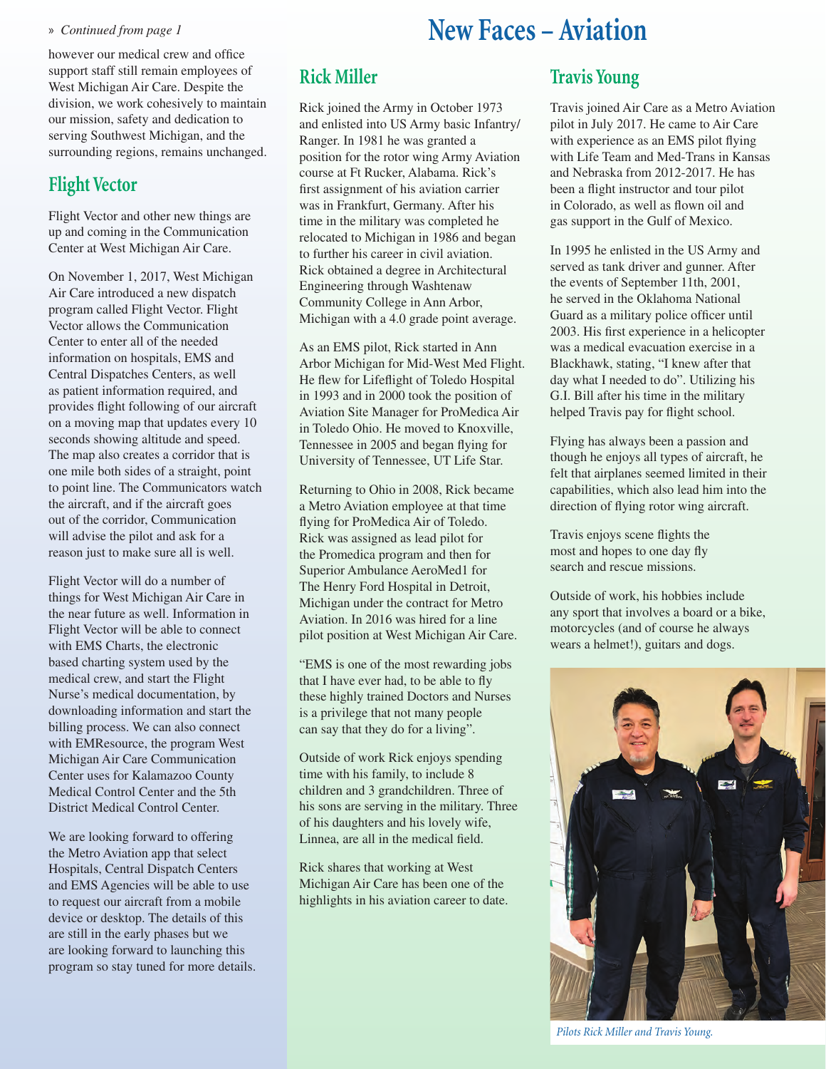» *Continued from page 1*

however our medical crew and office support staff still remain employees of West Michigan Air Care. Despite the division, we work cohesively to maintain our mission, safety and dedication to serving Southwest Michigan, and the surrounding regions, remains unchanged.

## Flight Vector

Flight Vector and other new things are up and coming in the Communication Center at West Michigan Air Care.

On November 1, 2017, West Michigan Air Care introduced a new dispatch program called Flight Vector. Flight Vector allows the Communication Center to enter all of the needed information on hospitals, EMS and Central Dispatches Centers, as well as patient information required, and provides flight following of our aircraft on a moving map that updates every 10 seconds showing altitude and speed. The map also creates a corridor that is one mile both sides of a straight, point to point line. The Communicators watch the aircraft, and if the aircraft goes out of the corridor, Communication will advise the pilot and ask for a reason just to make sure all is well.

Flight Vector will do a number of things for West Michigan Air Care in the near future as well. Information in Flight Vector will be able to connect with EMS Charts, the electronic based charting system used by the medical crew, and start the Flight Nurse's medical documentation, by downloading information and start the billing process. We can also connect with EMResource, the program West Michigan Air Care Communication Center uses for Kalamazoo County Medical Control Center and the 5th District Medical Control Center.

We are looking forward to offering the Metro Aviation app that select Hospitals, Central Dispatch Centers and EMS Agencies will be able to use to request our aircraft from a mobile device or desktop. The details of this are still in the early phases but we are looking forward to launching this program so stay tuned for more details.

# New Faces – Aviation

## Rick Miller

Rick joined the Army in October 1973 and enlisted into US Army basic Infantry/Ranger. In 1981 he was granted a position for the rotor wing Army Aviation course at Ft Rucker, Alabama. Rick's first assignment of his aviation carrier was in Frankfurt, Germany. After his time in the military was completed he relocated to Michigan in 1986 and began to further his career in civil aviation. Rick obtained a degree in Architectural Engineering through Washtenaw Community College in Ann Arbor, Michigan with a 4.0 grade point average.

As an EMS pilot, Rick started in Ann Arbor Michigan for Mid-West Med Flight. He flew for Lifeflight of Toledo Hospital in 1993 and in 2000 took the position of Aviation Site Manager for ProMedica Air in Toledo Ohio. He moved to Knoxville, Tennessee in 2005 and began flying for University of Tennessee, UT Life Star.

Returning to Ohio in 2008, Rick became a Metro Aviation employee at that time flying for ProMedica Air of Toledo. Rick was assigned as lead pilot for the Promedica program and then for Superior Ambulance AeroMed1 for The Henry Ford Hospital in Detroit, Michigan under the contract for Metro Aviation. In 2016 was hired for a line pilot position at West Michigan Air Care.

"EMS is one of the most rewarding jobs that I have ever had, to be able to fly these highly trained Doctors and Nurses is a privilege that not many people can say that they do for a living".

Outside of work Rick enjoys spending time with his family, to include 8 children and 3 grandchildren. Three of his sons are serving in the military. Three of his daughters and his lovely wife, Linnea, are all in the medical field.

Rick shares that working at West Michigan Air Care has been one of the highlights in his aviation career to date.

## Travis Young

Travis joined Air Care as a Metro Aviation pilot in July 2017. He came to Air Care with experience as an EMS pilot flying with Life Team and Med-Trans in Kansas and Nebraska from 2012-2017. He has been a flight instructor and tour pilot in Colorado, as well as flown oil and gas support in the Gulf of Mexico.

In 1995 he enlisted in the US Army and served as tank driver and gunner. After the events of September 11th, 2001, he served in the Oklahoma National Guard as a military police officer until 2003. His first experience in a helicopter was a medical evacuation exercise in a Blackhawk, stating, "I knew after that day what I needed to do". Utilizing his G.I. Bill after his time in the military helped Travis pay for flight school.

Flying has always been a passion and though he enjoys all types of aircraft, he felt that airplanes seemed limited in their capabilities, which also lead him into the direction of flying rotor wing aircraft.

Travis enjoys scene flights the most and hopes to one day fly search and rescue missions.

Outside of work, his hobbies include any sport that involves a board or a bike, motorcycles (and of course he always wears a helmet!), guitars and dogs.

*Pilots Rick Miller and Travis Young.*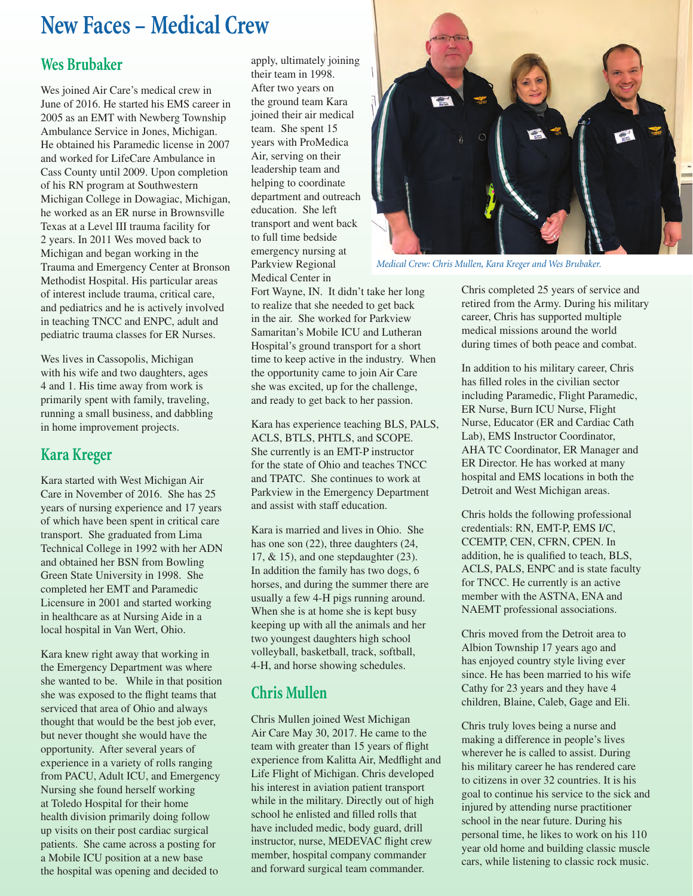# New Faces – Medical Crew

## Wes Brubaker

Wes joined Air Care's medical crew in June of 2016. He started his EMS career in 2005 as an EMT with Newberg Township Ambulance Service in Jones, Michigan. He obtained his Paramedic license in 2007 and worked for LifeCare Ambulance in Cass County until 2009. Upon completion of his RN program at Southwestern Michigan College in Dowagiac, Michigan, he worked as an ER nurse in Brownsville Texas at a Level III trauma facility for 2 years. In 2011 Wes moved back to Michigan and began working in the Trauma and Emergency Center at Bronson Methodist Hospital. His particular areas of interest include trauma, critical care, and pediatrics and he is actively involved in teaching TNCC and ENPC, adult and pediatric trauma classes for ER Nurses.

Wes lives in Cassopolis, Michigan with his wife and two daughters, ages 4 and 1. His time away from work is primarily spent with family, traveling, running a small business, and dabbling in home improvement projects.

## Kara Kreger

Kara started with West Michigan Air Care in November of 2016. She has 25 years of nursing experience and 17 years of which have been spent in critical care transport. She graduated from Lima Technical College in 1992 with her ADN and obtained her BSN from Bowling Green State University in 1998. She completed her EMT and Paramedic Licensure in 2001 and started working in healthcare as at Nursing Aide in a local hospital in Van Wert, Ohio.

Kara knew right away that working in the Emergency Department was where she wanted to be. While in that position she was exposed to the flight teams that serviced that area of Ohio and always thought that would be the best job ever, but never thought she would have the opportunity. After several years of experience in a variety of rolls ranging from PACU, Adult ICU, and Emergency Nursing she found herself working at Toledo Hospital for their home health division primarily doing follow up visits on their post cardiac surgical patients. She came across a posting for a Mobile ICU position at a new base the hospital was opening and decided to apply, ultimately joining their team in 1998. After two years on the ground team Kara joined their air medical team. She spent 15 years with ProMedica Air, serving on their leadership team and helping to coordinate department and outreach education. She left transport and went back to full time bedside emergency nursing at Parkview Regional Medical Center in Fort Wayne, IN. It didn't take her long to realize that she needed to get back in the air. She worked for Parkview Samaritan's Mobile ICU and Lutheran Hospital's ground transport for a short time to keep active in the industry. When the opportunity came to join Air Care she was excited, up for the challenge, and ready to get back to her passion.

Kara has experience teaching BLS, PALS, ACLS, BTLS, PHTLS, and SCOPE. She currently is an EMT-P instructor for the state of Ohio and teaches TNCC and TPATC. She continues to work at Parkview in the Emergency Department and assist with staff education.

Kara is married and lives in Ohio. She has one son (22), three daughters (24, 17, & 15), and one stepdaughter (23). In addition the family has two dogs, 6 horses, and during the summer there are usually a few 4-H pigs running around. When she is at home she is kept busy keeping up with all the animals and her two youngest daughters high school volleyball, basketball, track, softball, 4-H, and horse showing schedules.

*Medical Crew: Chris Mullen, Kara Kreger and Wes Brubaker.*

## Chris Mullen

Chris Mullen joined West Michigan Air Care May 30, 2017. He came to the team with greater than 15 years of flight experience from Kalitta Air, Medflight and Life Flight of Michigan. Chris developed his interest in aviation patient transport while in the military. Directly out of high school he enlisted and filled rolls that have included medic, body guard, drill instructor, nurse, MEDEVAC flight crew member, hospital company commander and forward surgical team commander. Chris completed 25 years of service and retired from the Army. During his military career, Chris has supported multiple medical missions around the world during times of both peace and combat.

In addition to his military career, Chris has filled roles in the civilian sector including Paramedic, Flight Paramedic, ER Nurse, Burn ICU Nurse, Flight Nurse, Educator (ER and Cardiac Cath Lab), EMS Instructor Coordinator, AHA TC Coordinator, ER Manager and ER Director. He has worked at many hospital and EMS locations in both the Detroit and West Michigan areas.

Chris holds the following professional credentials: RN, EMT-P, EMS I/C, CCEMTP, CEN, CFRN, CPEN. In addition, he is qualified to teach, BLS, ACLS, PALS, ENPC and is state faculty for TNCC. He currently is an active member with the ASTNA, ENA and NAEMT professional associations.

Chris moved from the Detroit area to Albion Township 17 years ago and has enjoyed country style living ever since. He has been married to his wife Cathy for 23 years and they have 4 children, Blaine, Caleb, Gage and Eli.

Chris truly loves being a nurse and making a difference in people's lives wherever he is called to assist. During his military career he has rendered care to citizens in over 32 countries. It is his goal to continue his service to the sick and injured by attending nurse practitioner school in the near future. During his personal time, he likes to work on his 110 year old home and building classic muscle cars, while listening to classic rock music.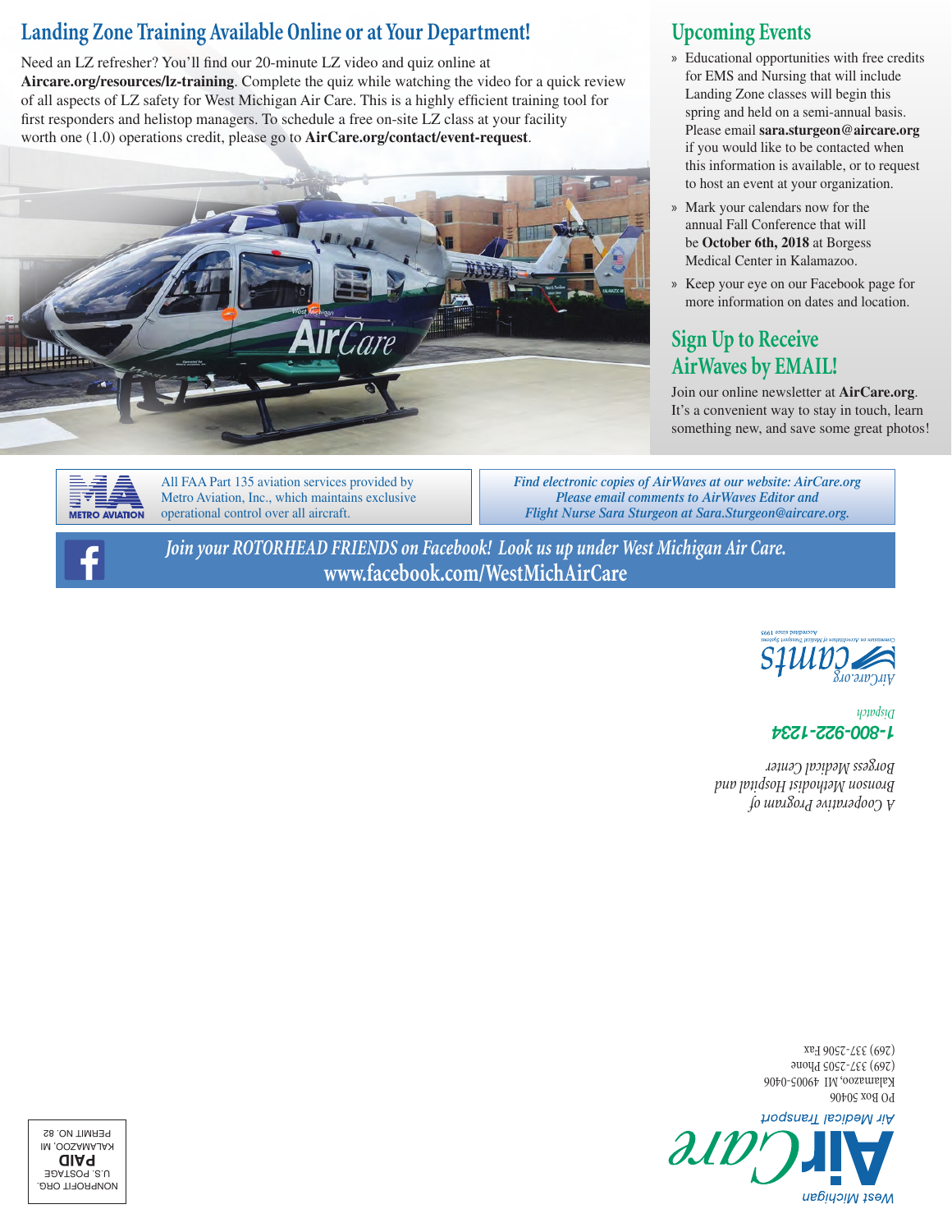## Landing Zone Training Available Online or at Your Department!

Need an LZ refresher? You'll find our 20-minute LZ video and quiz online at **Aircare.org/resources/lz-training**. Complete the quiz while watching the video for a quick review of all aspects of LZ safety for West Michigan Air Care. This is a highly efficient training tool for first responders and helistop managers. To schedule a free on-site LZ class at your facility worth one (1.0) operations credit, please go to **AirCare.org/contact/event-request**.

## Upcoming Events

- Educational opportunities with free credits for EMS and Nursing that will include Landing Zone classes will begin this spring and held on a semi-annual basis. Please email **sara.sturgeon@aircare.org** if you would like to be contacted when this information is available, or to request to host an event at your organization.
- Mark your calendars now for the annual Fall Conference that will be **October 6th, 2018** at Borgess Medical Center in Kalamazoo.
- Keep your eye on our Facebook page for more information on dates and location.

## Sign Up to Receive AirWaves by EMAIL!

Join our online newsletter at **AirCare.org**. It's a convenient way to stay in touch, learn something new, and save some great photos!

METRO AVIATION

All FAA Part 135 aviation services provided by Metro Aviation, Inc., which maintains exclusive operational control over all aircraft.

*Find electronic copies of AirWaves at our website: AirCare.org*
*Please email comments to AirWaves Editor and Flight Nurse Sara Sturgeon at Sara.Sturgeon@aircare.org.*

***Join your ROTORHEAD FRIENDS on Facebook! Look us up under West Michigan Air Care.***
**www.facebook.com/WestMichAirCare**

AirCare.org
CAMTS
Commission on Accreditation of Medical Transport Systems
Accredited since 1995

**1-800-922-1234**
*Dispatch*

*A Cooperative Program of Bronson Methodist Hospital and Borgess Medical Center*

West Michigan
**AirCare**
*Air Medical Transport*

PO Box 50406
Kalamazoo, MI 49005-0406
(269) 337-2505 Phone
(269) 337-2506 Fax

NONPROFIT ORG.
U.S. POSTAGE
**PAID**
KALAMAZOO, MI
PERMIT NO. 82